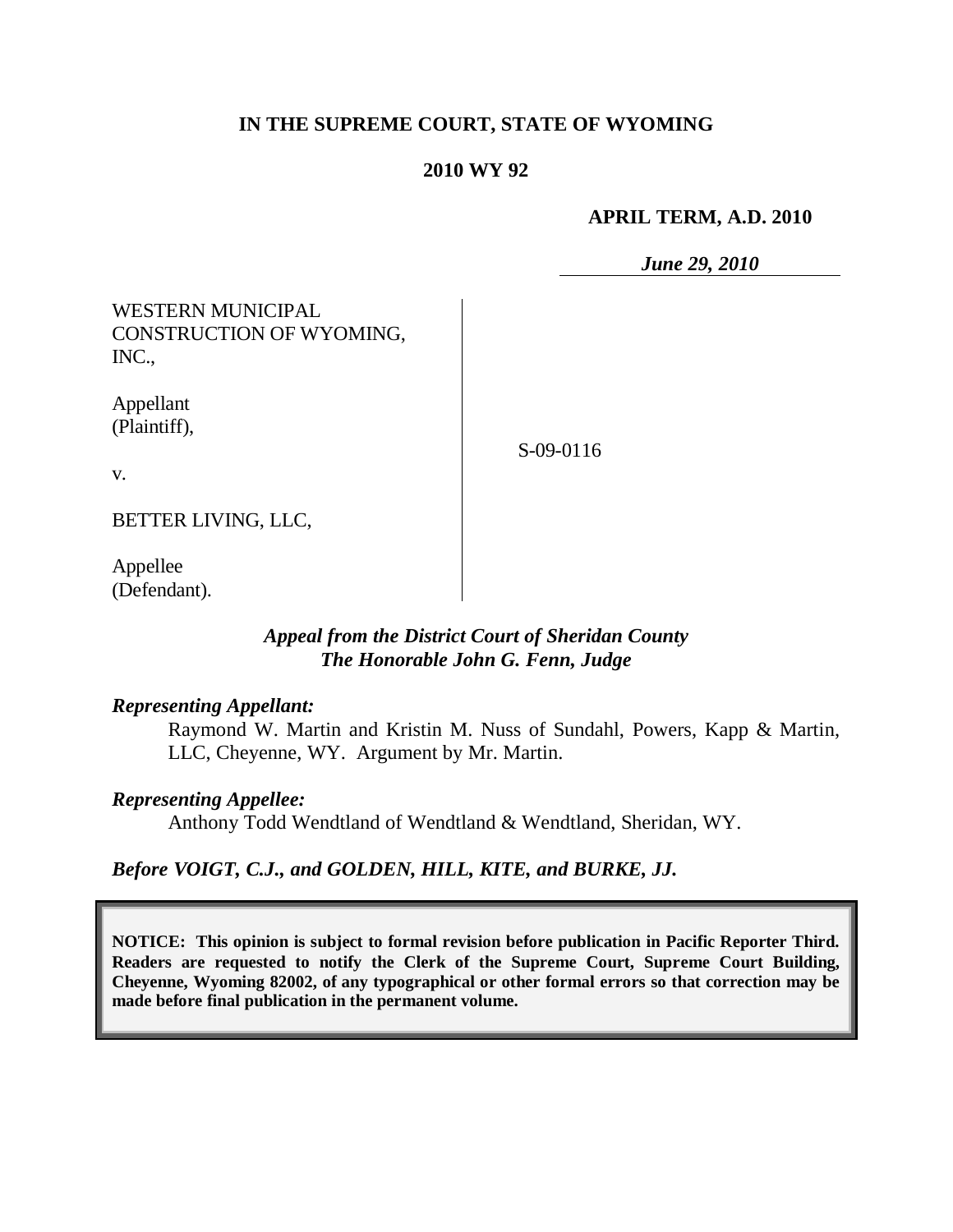**IN THE SUPREME COURT, STATE OF WYOMING**

**2010 WY 92**

**APRIL TERM, A.D. 2010**

***June 29, 2010***

WESTERN MUNICIPAL CONSTRUCTION OF WYOMING, INC.,

Appellant (Plaintiff),

v.

BETTER LIVING, LLC,

Appellee (Defendant).

S-09-0116

***Appeal from the District Court of Sheridan County***
***The Honorable John G. Fenn, Judge***

***Representing Appellant:***

Raymond W. Martin and Kristin M. Nuss of Sundahl, Powers, Kapp & Martin, LLC, Cheyenne, WY. Argument by Mr. Martin.

***Representing Appellee:***

Anthony Todd Wendtland of Wendtland & Wendtland, Sheridan, WY.

***Before VOIGT, C.J., and GOLDEN, HILL, KITE, and BURKE, JJ.***

**NOTICE: This opinion is subject to formal revision before publication in Pacific Reporter Third. Readers are requested to notify the Clerk of the Supreme Court, Supreme Court Building, Cheyenne, Wyoming 82002, of any typographical or other formal errors so that correction may be made before final publication in the permanent volume.**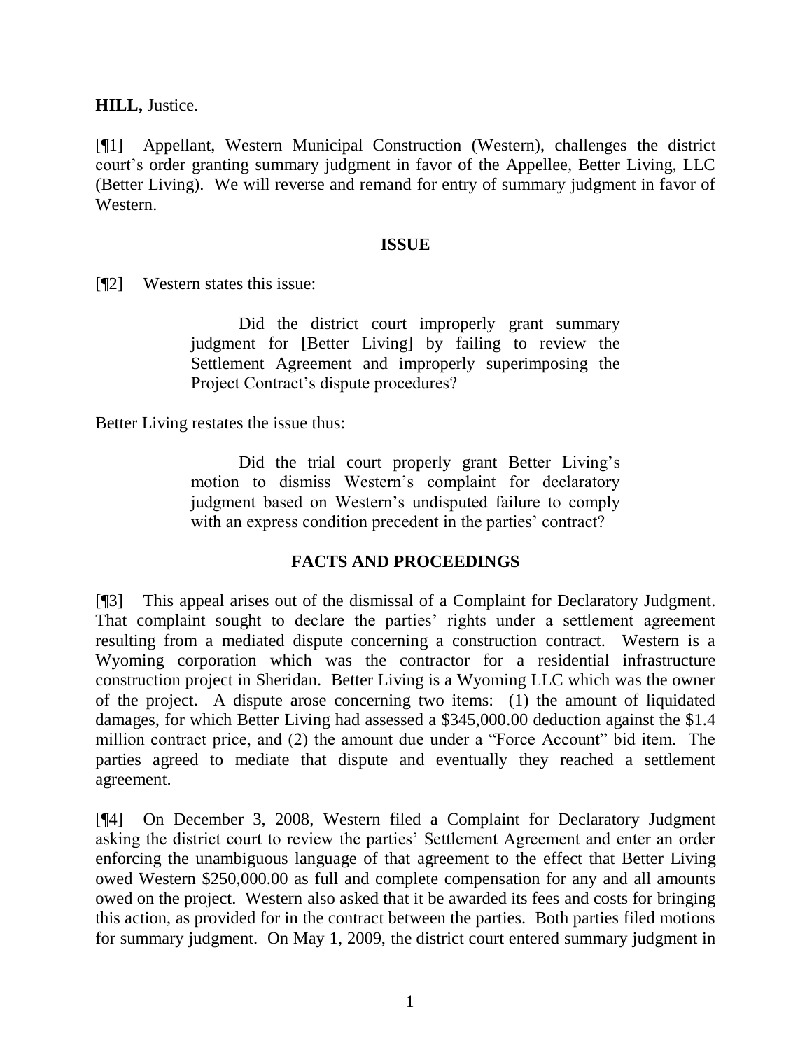**HILL,** Justice.

[¶1] Appellant, Western Municipal Construction (Western), challenges the district court's order granting summary judgment in favor of the Appellee, Better Living, LLC (Better Living). We will reverse and remand for entry of summary judgment in favor of Western.

## ISSUE

[¶2] Western states this issue:

> Did the district court improperly grant summary judgment for [Better Living] by failing to review the Settlement Agreement and improperly superimposing the Project Contract's dispute procedures?

Better Living restates the issue thus:

> Did the trial court properly grant Better Living's motion to dismiss Western's complaint for declaratory judgment based on Western's undisputed failure to comply with an express condition precedent in the parties' contract?

## FACTS AND PROCEEDINGS

[¶3] This appeal arises out of the dismissal of a Complaint for Declaratory Judgment. That complaint sought to declare the parties' rights under a settlement agreement resulting from a mediated dispute concerning a construction contract. Western is a Wyoming corporation which was the contractor for a residential infrastructure construction project in Sheridan. Better Living is a Wyoming LLC which was the owner of the project. A dispute arose concerning two items: (1) the amount of liquidated damages, for which Better Living had assessed a $345,000.00 deduction against the $1.4 million contract price, and (2) the amount due under a "Force Account" bid item. The parties agreed to mediate that dispute and eventually they reached a settlement agreement.

[¶4] On December 3, 2008, Western filed a Complaint for Declaratory Judgment asking the district court to review the parties' Settlement Agreement and enter an order enforcing the unambiguous language of that agreement to the effect that Better Living owed Western $250,000.00 as full and complete compensation for any and all amounts owed on the project. Western also asked that it be awarded its fees and costs for bringing this action, as provided for in the contract between the parties. Both parties filed motions for summary judgment. On May 1, 2009, the district court entered summary judgment in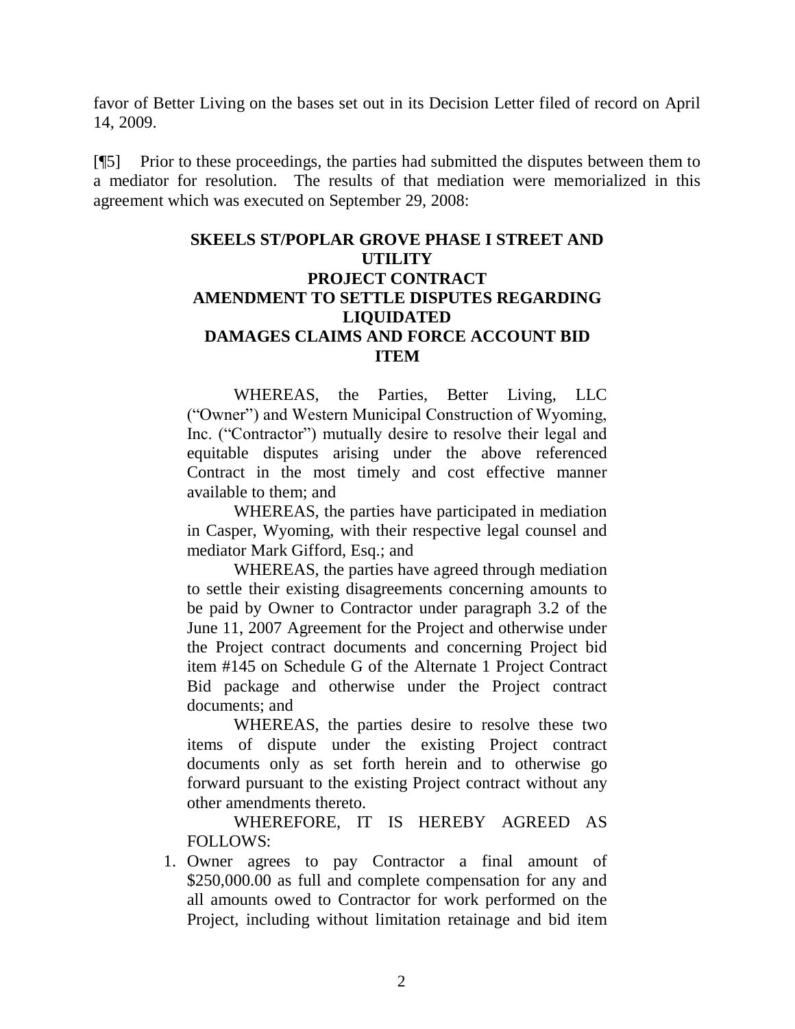favor of Better Living on the bases set out in its Decision Letter filed of record on April 14, 2009.

[¶5] Prior to these proceedings, the parties had submitted the disputes between them to a mediator for resolution. The results of that mediation were memorialized in this agreement which was executed on September 29, 2008:

> **SKEELS ST/POPLAR GROVE PHASE I STREET AND UTILITY**
> **PROJECT CONTRACT**
> **AMENDMENT TO SETTLE DISPUTES REGARDING LIQUIDATED**
> **DAMAGES CLAIMS AND FORCE ACCOUNT BID ITEM**
>
> WHEREAS, the Parties, Better Living, LLC ("Owner") and Western Municipal Construction of Wyoming, Inc. ("Contractor") mutually desire to resolve their legal and equitable disputes arising under the above referenced Contract in the most timely and cost effective manner available to them; and
>
> WHEREAS, the parties have participated in mediation in Casper, Wyoming, with their respective legal counsel and mediator Mark Gifford, Esq.; and
>
> WHEREAS, the parties have agreed through mediation to settle their existing disagreements concerning amounts to be paid by Owner to Contractor under paragraph 3.2 of the June 11, 2007 Agreement for the Project and otherwise under the Project contract documents and concerning Project bid item #145 on Schedule G of the Alternate 1 Project Contract Bid package and otherwise under the Project contract documents; and
>
> WHEREAS, the parties desire to resolve these two items of dispute under the existing Project contract documents only as set forth herein and to otherwise go forward pursuant to the existing Project contract without any other amendments thereto.
>
> WHEREFORE, IT IS HEREBY AGREED AS FOLLOWS:
>
> 1. Owner agrees to pay Contractor a final amount of $250,000.00 as full and complete compensation for any and all amounts owed to Contractor for work performed on the Project, including without limitation retainage and bid item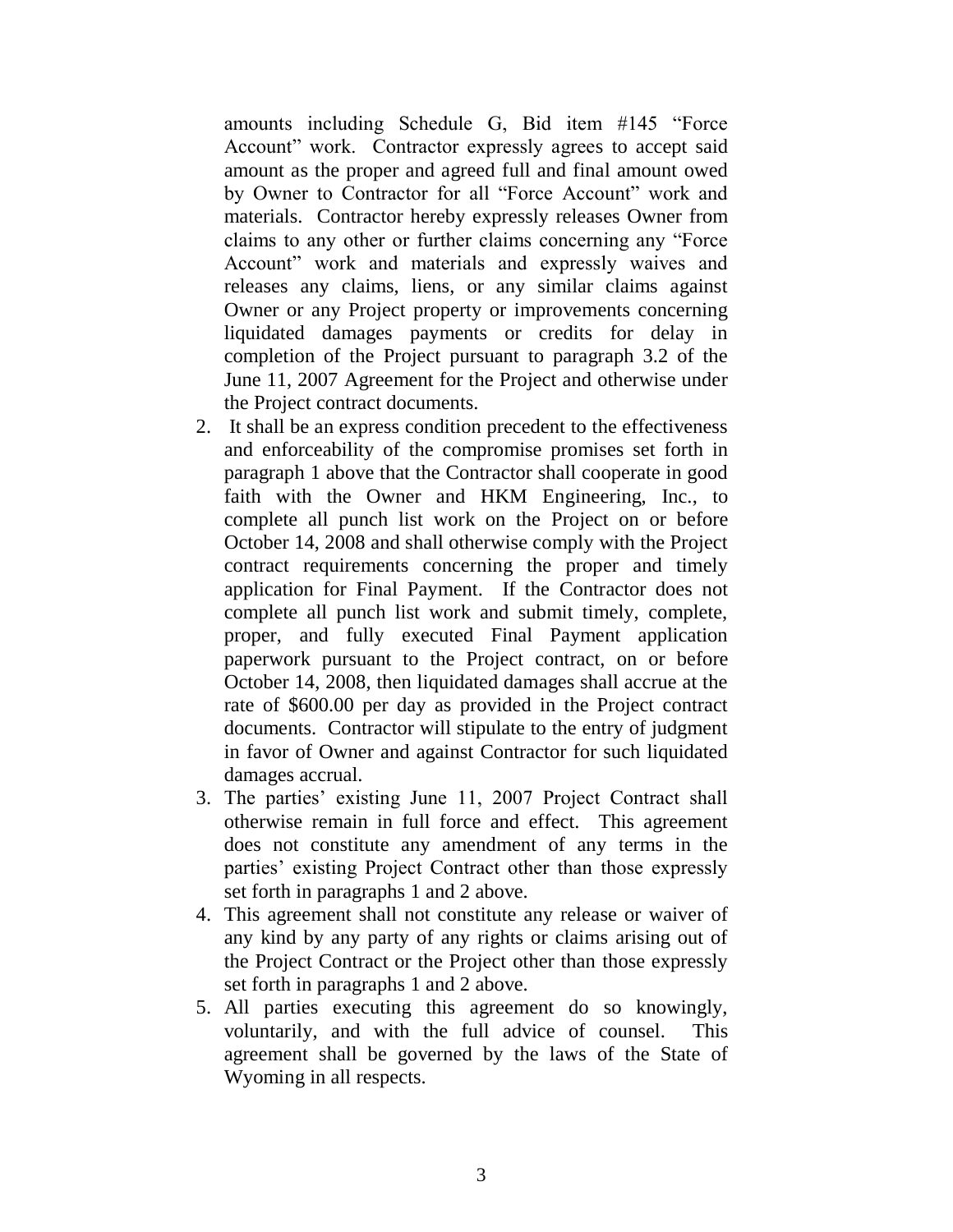amounts including Schedule G, Bid item #145 "Force Account" work. Contractor expressly agrees to accept said amount as the proper and agreed full and final amount owed by Owner to Contractor for all "Force Account" work and materials. Contractor hereby expressly releases Owner from claims to any other or further claims concerning any "Force Account" work and materials and expressly waives and releases any claims, liens, or any similar claims against Owner or any Project property or improvements concerning liquidated damages payments or credits for delay in completion of the Project pursuant to paragraph 3.2 of the June 11, 2007 Agreement for the Project and otherwise under the Project contract documents.

2. It shall be an express condition precedent to the effectiveness and enforceability of the compromise promises set forth in paragraph 1 above that the Contractor shall cooperate in good faith with the Owner and HKM Engineering, Inc., to complete all punch list work on the Project on or before October 14, 2008 and shall otherwise comply with the Project contract requirements concerning the proper and timely application for Final Payment. If the Contractor does not complete all punch list work and submit timely, complete, proper, and fully executed Final Payment application paperwork pursuant to the Project contract, on or before October 14, 2008, then liquidated damages shall accrue at the rate of $600.00 per day as provided in the Project contract documents. Contractor will stipulate to the entry of judgment in favor of Owner and against Contractor for such liquidated damages accrual.
3. The parties' existing June 11, 2007 Project Contract shall otherwise remain in full force and effect. This agreement does not constitute any amendment of any terms in the parties' existing Project Contract other than those expressly set forth in paragraphs 1 and 2 above.
4. This agreement shall not constitute any release or waiver of any kind by any party of any rights or claims arising out of the Project Contract or the Project other than those expressly set forth in paragraphs 1 and 2 above.
5. All parties executing this agreement do so knowingly, voluntarily, and with the full advice of counsel. This agreement shall be governed by the laws of the State of Wyoming in all respects.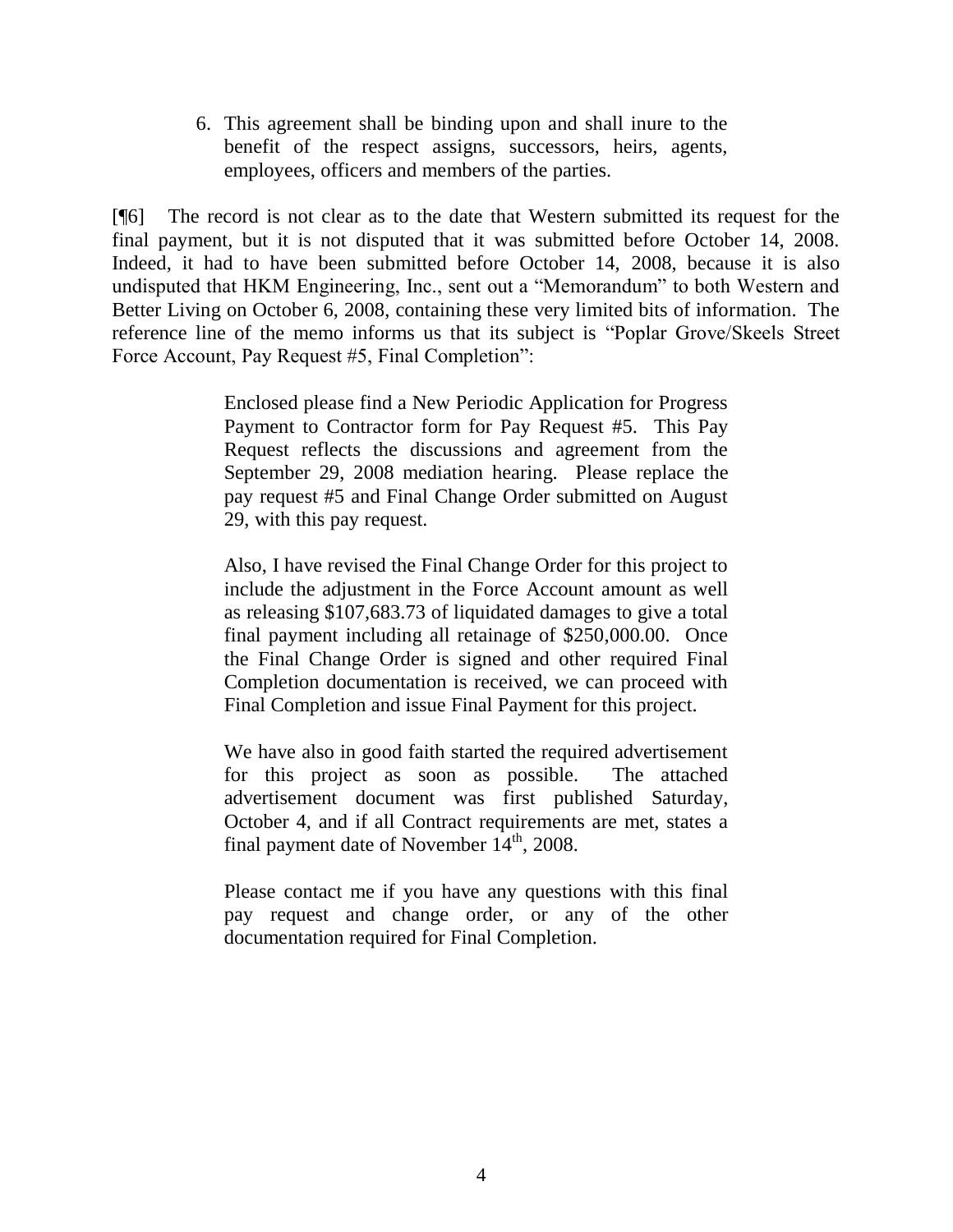6. This agreement shall be binding upon and shall inure to the benefit of the respect assigns, successors, heirs, agents, employees, officers and members of the parties.

[¶6] The record is not clear as to the date that Western submitted its request for the final payment, but it is not disputed that it was submitted before October 14, 2008. Indeed, it had to have been submitted before October 14, 2008, because it is also undisputed that HKM Engineering, Inc., sent out a "Memorandum" to both Western and Better Living on October 6, 2008, containing these very limited bits of information. The reference line of the memo informs us that its subject is "Poplar Grove/Skeels Street Force Account, Pay Request #5, Final Completion":

> Enclosed please find a New Periodic Application for Progress Payment to Contractor form for Pay Request #5. This Pay Request reflects the discussions and agreement from the September 29, 2008 mediation hearing. Please replace the pay request #5 and Final Change Order submitted on August 29, with this pay request.
>
> Also, I have revised the Final Change Order for this project to include the adjustment in the Force Account amount as well as releasing $107,683.73 of liquidated damages to give a total final payment including all retainage of $250,000.00. Once the Final Change Order is signed and other required Final Completion documentation is received, we can proceed with Final Completion and issue Final Payment for this project.
>
> We have also in good faith started the required advertisement for this project as soon as possible. The attached advertisement document was first published Saturday, October 4, and if all Contract requirements are met, states a final payment date of November 14th, 2008.
>
> Please contact me if you have any questions with this final pay request and change order, or any of the other documentation required for Final Completion.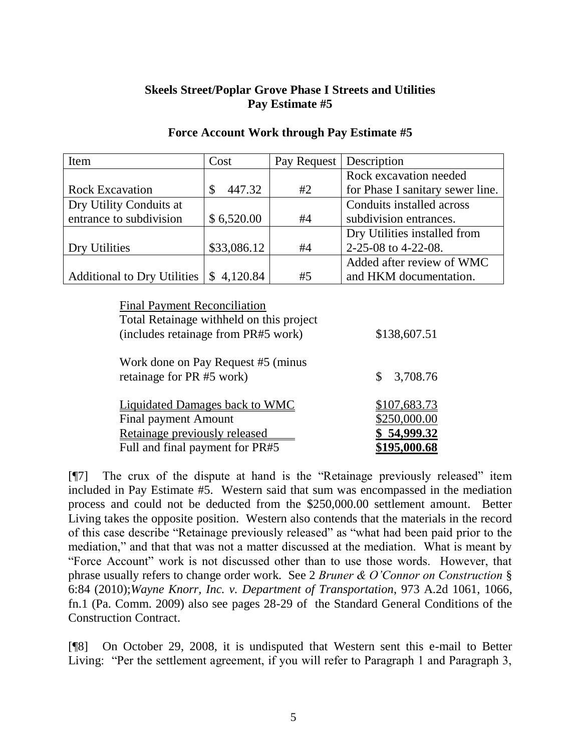**Skeels Street/Poplar Grove Phase I Streets and Utilities**
**Pay Estimate #5**

**Force Account Work through Pay Estimate #5**

| Item | Cost | Pay Request | Description |
|---|---|---|---|
| Rock Excavation | $ 447.32 | #2 | Rock excavation needed for Phase I sanitary sewer line. |
| Dry Utility Conduits at entrance to subdivision | $ 6,520.00 | #4 | Conduits installed across subdivision entrances. |
| Dry Utilities | $33,086.12 | #4 | Dry Utilities installed from 2-25-08 to 4-22-08. |
| Additional to Dry Utilities | $ 4,120.84 | #5 | Added after review of WMC and HKM documentation. |

| Final Payment Reconciliation | |
|---|---|
| Total Retainage withheld on this project (includes retainage from PR#5 work) | $138,607.51 |
| Work done on Pay Request #5 (minus retainage for PR #5 work) | $ 3,708.76 |
| Liquidated Damages back to WMC | $107,683.73 |
| Final payment Amount | $250,000.00 |
| Retainage previously released | **$ 54,999.32** |
| Full and final payment for PR#5 | **$195,000.68** |

[¶7] The crux of the dispute at hand is the "Retainage previously released" item included in Pay Estimate #5. Western said that sum was encompassed in the mediation process and could not be deducted from the $250,000.00 settlement amount. Better Living takes the opposite position. Western also contends that the materials in the record of this case describe "Retainage previously released" as "what had been paid prior to the mediation," and that that was not a matter discussed at the mediation. What is meant by "Force Account" work is not discussed other than to use those words. However, that phrase usually refers to change order work. See 2 *Bruner & O'Connor on Construction* § 6:84 (2010);*Wayne Knorr, Inc. v. Department of Transportation*, 973 A.2d 1061, 1066, fn.1 (Pa. Comm. 2009) also see pages 28-29 of the Standard General Conditions of the Construction Contract.

[¶8] On October 29, 2008, it is undisputed that Western sent this e-mail to Better Living: "Per the settlement agreement, if you will refer to Paragraph 1 and Paragraph 3,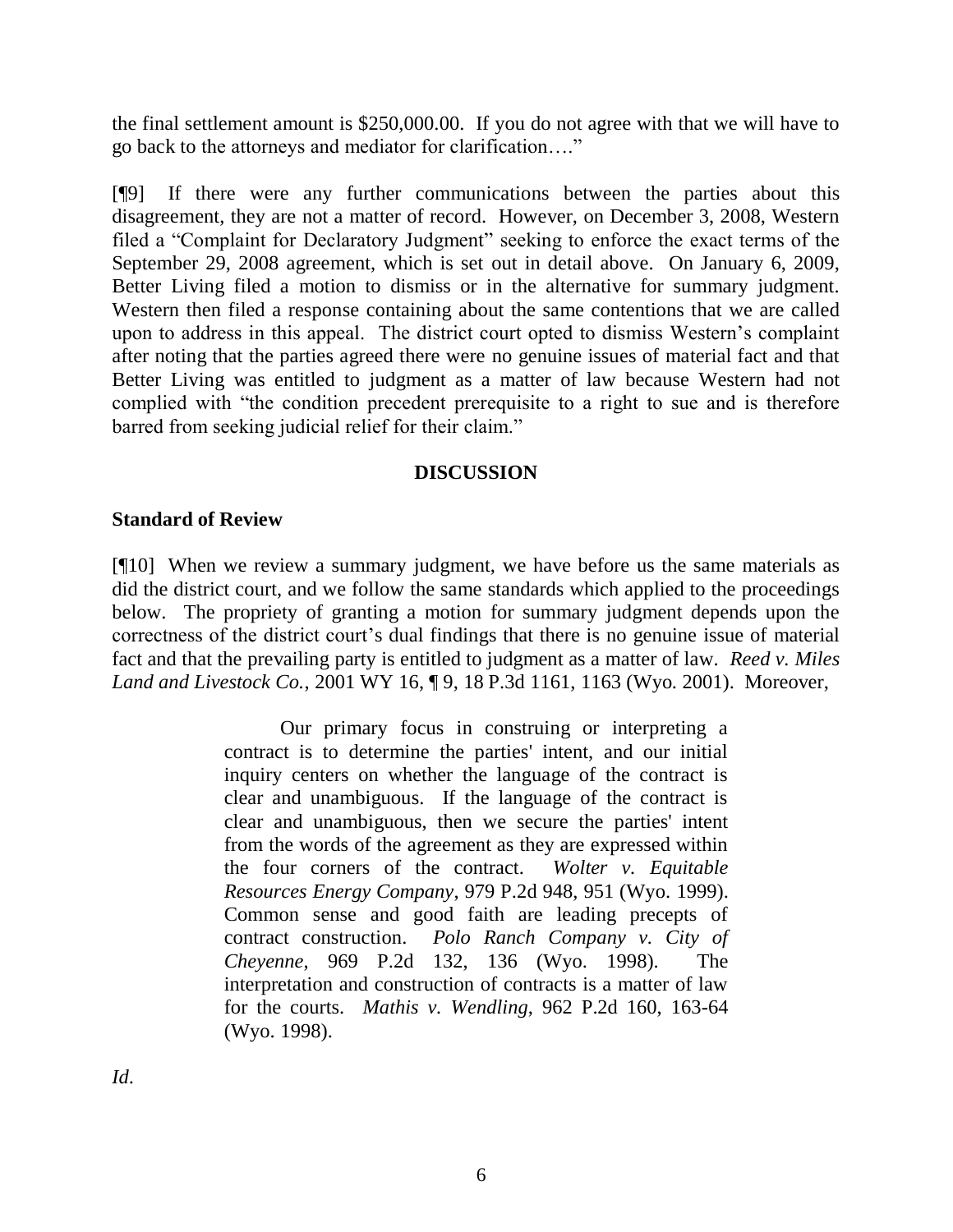the final settlement amount is $250,000.00. If you do not agree with that we will have to go back to the attorneys and mediator for clarification…."

[¶9] If there were any further communications between the parties about this disagreement, they are not a matter of record. However, on December 3, 2008, Western filed a "Complaint for Declaratory Judgment" seeking to enforce the exact terms of the September 29, 2008 agreement, which is set out in detail above. On January 6, 2009, Better Living filed a motion to dismiss or in the alternative for summary judgment. Western then filed a response containing about the same contentions that we are called upon to address in this appeal. The district court opted to dismiss Western's complaint after noting that the parties agreed there were no genuine issues of material fact and that Better Living was entitled to judgment as a matter of law because Western had not complied with "the condition precedent prerequisite to a right to sue and is therefore barred from seeking judicial relief for their claim."

## DISCUSSION

### Standard of Review

[¶10] When we review a summary judgment, we have before us the same materials as did the district court, and we follow the same standards which applied to the proceedings below. The propriety of granting a motion for summary judgment depends upon the correctness of the district court's dual findings that there is no genuine issue of material fact and that the prevailing party is entitled to judgment as a matter of law. *Reed v. Miles Land and Livestock Co.*, 2001 WY 16, ¶ 9, 18 P.3d 1161, 1163 (Wyo. 2001). Moreover,

> Our primary focus in construing or interpreting a contract is to determine the parties' intent, and our initial inquiry centers on whether the language of the contract is clear and unambiguous. If the language of the contract is clear and unambiguous, then we secure the parties' intent from the words of the agreement as they are expressed within the four corners of the contract. *Wolter v. Equitable Resources Energy Company*, 979 P.2d 948, 951 (Wyo. 1999). Common sense and good faith are leading precepts of contract construction. *Polo Ranch Company v. City of Cheyenne*, 969 P.2d 132, 136 (Wyo. 1998). The interpretation and construction of contracts is a matter of law for the courts. *Mathis v. Wendling*, 962 P.2d 160, 163-64 (Wyo. 1998).

*Id*.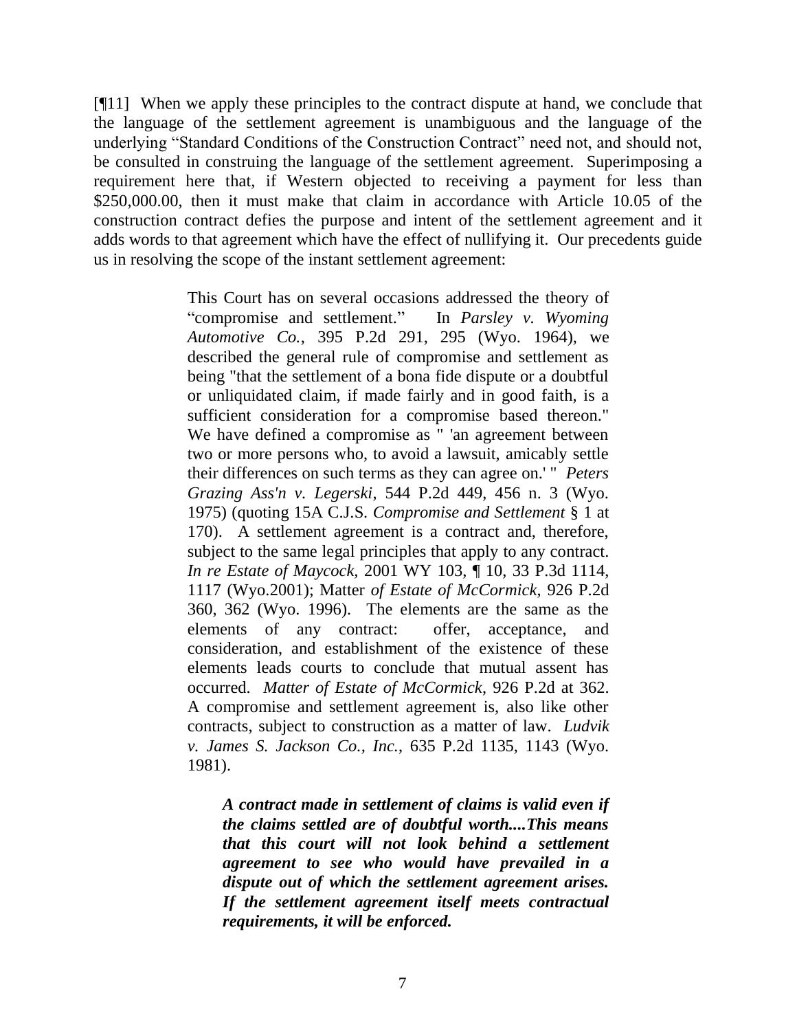[¶11] When we apply these principles to the contract dispute at hand, we conclude that the language of the settlement agreement is unambiguous and the language of the underlying "Standard Conditions of the Construction Contract" need not, and should not, be consulted in construing the language of the settlement agreement. Superimposing a requirement here that, if Western objected to receiving a payment for less than $250,000.00, then it must make that claim in accordance with Article 10.05 of the construction contract defies the purpose and intent of the settlement agreement and it adds words to that agreement which have the effect of nullifying it. Our precedents guide us in resolving the scope of the instant settlement agreement:

> This Court has on several occasions addressed the theory of "compromise and settlement." In *Parsley v. Wyoming Automotive Co.*, 395 P.2d 291, 295 (Wyo. 1964), we described the general rule of compromise and settlement as being "that the settlement of a bona fide dispute or a doubtful or unliquidated claim, if made fairly and in good faith, is a sufficient consideration for a compromise based thereon." We have defined a compromise as " 'an agreement between two or more persons who, to avoid a lawsuit, amicably settle their differences on such terms as they can agree on.' " *Peters Grazing Ass'n v. Legerski*, 544 P.2d 449, 456 n. 3 (Wyo. 1975) (quoting 15A C.J.S. *Compromise and Settlement* § 1 at 170). A settlement agreement is a contract and, therefore, subject to the same legal principles that apply to any contract. *In re Estate of Maycock*, 2001 WY 103, ¶ 10, 33 P.3d 1114, 1117 (Wyo.2001); Matter *of Estate of McCormick*, 926 P.2d 360, 362 (Wyo. 1996). The elements are the same as the elements of any contract: offer, acceptance, and consideration, and establishment of the existence of these elements leads courts to conclude that mutual assent has occurred. *Matter of Estate of McCormick*, 926 P.2d at 362. A compromise and settlement agreement is, also like other contracts, subject to construction as a matter of law. *Ludvik v. James S. Jackson Co., Inc.*, 635 P.2d 1135, 1143 (Wyo. 1981).
>
> > ***A contract made in settlement of claims is valid even if the claims settled are of doubtful worth....This means that this court will not look behind a settlement agreement to see who would have prevailed in a dispute out of which the settlement agreement arises. If the settlement agreement itself meets contractual requirements, it will be enforced.***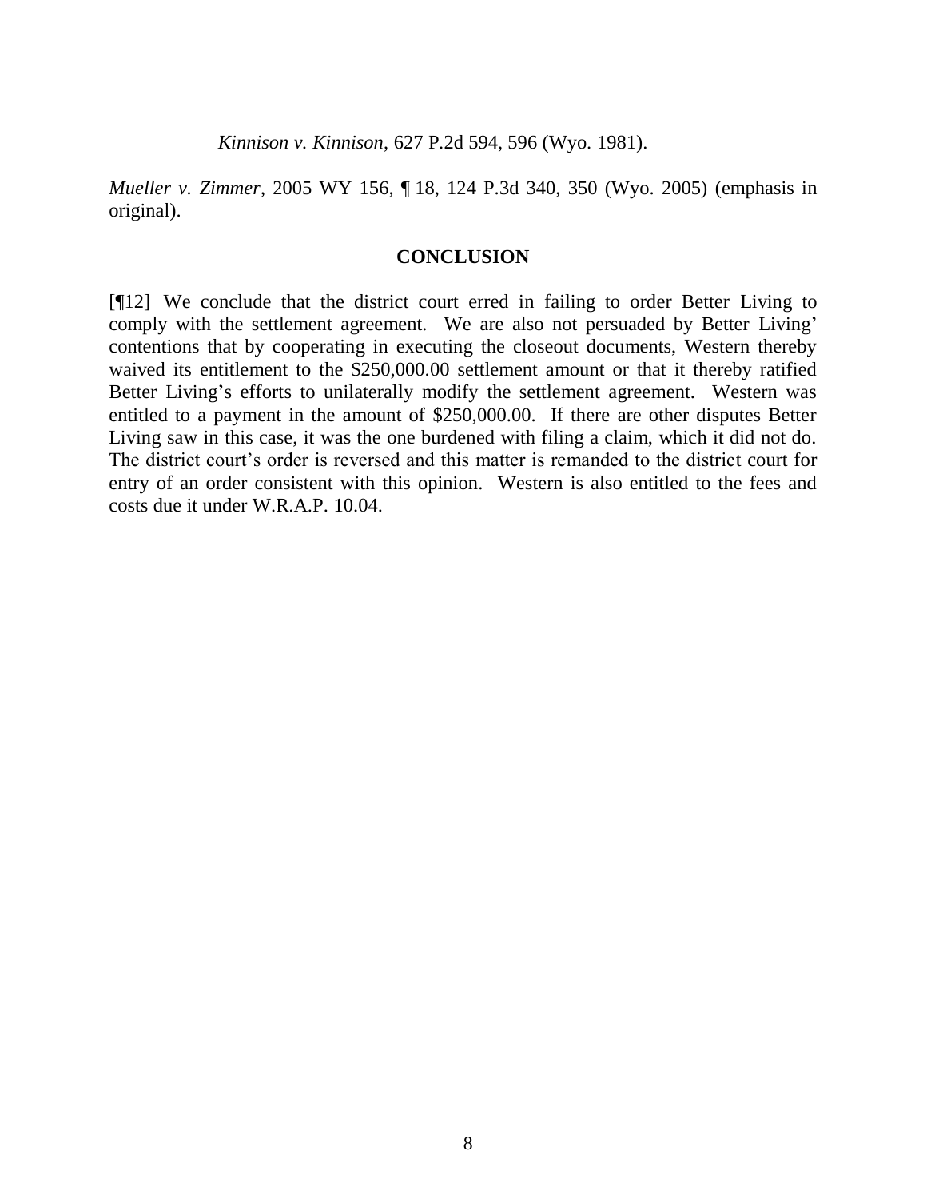*Kinnison v. Kinnison*, 627 P.2d 594, 596 (Wyo. 1981).

*Mueller v. Zimmer*, 2005 WY 156, ¶ 18, 124 P.3d 340, 350 (Wyo. 2005) (emphasis in original).

## CONCLUSION

[¶12] We conclude that the district court erred in failing to order Better Living to comply with the settlement agreement. We are also not persuaded by Better Living' contentions that by cooperating in executing the closeout documents, Western thereby waived its entitlement to the $250,000.00 settlement amount or that it thereby ratified Better Living's efforts to unilaterally modify the settlement agreement. Western was entitled to a payment in the amount of $250,000.00. If there are other disputes Better Living saw in this case, it was the one burdened with filing a claim, which it did not do. The district court's order is reversed and this matter is remanded to the district court for entry of an order consistent with this opinion. Western is also entitled to the fees and costs due it under W.R.A.P. 10.04.